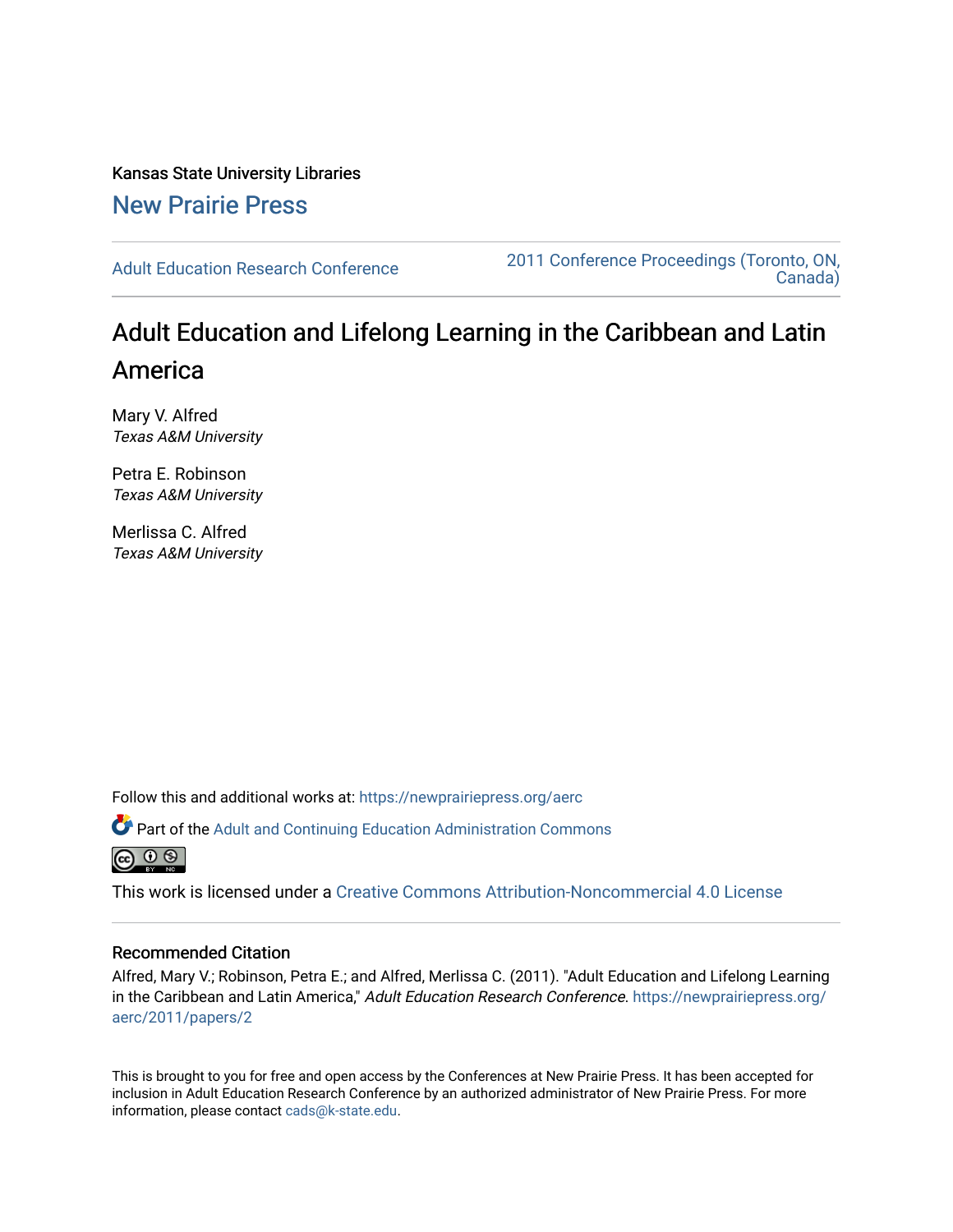Kansas State University Libraries

New Prairie Press

Adult Education Research Conference

2011 Conference Proceedings (Toronto, ON, Canada)

# Adult Education and Lifelong Learning in the Caribbean and Latin America

Mary V. Alfred
*Texas A&M University*

Petra E. Robinson
*Texas A&M University*

Merlissa C. Alfred
*Texas A&M University*

Follow this and additional works at: https://newprairiepress.org/aerc

Part of the Adult and Continuing Education Administration Commons

This work is licensed under a Creative Commons Attribution-Noncommercial 4.0 License

## Recommended Citation

Alfred, Mary V.; Robinson, Petra E.; and Alfred, Merlissa C. (2011). "Adult Education and Lifelong Learning in the Caribbean and Latin America," *Adult Education Research Conference*. https://newprairiepress.org/aerc/2011/papers/2

This is brought to you for free and open access by the Conferences at New Prairie Press. It has been accepted for inclusion in Adult Education Research Conference by an authorized administrator of New Prairie Press. For more information, please contact cads@k-state.edu.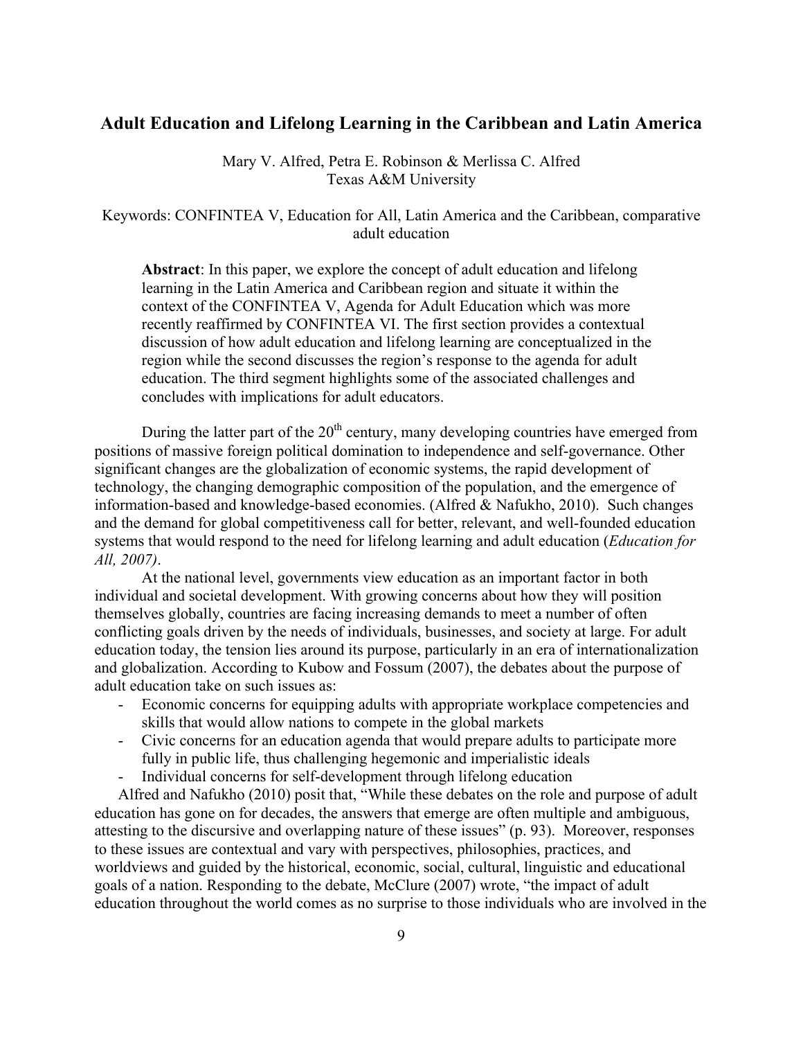## Adult Education and Lifelong Learning in the Caribbean and Latin America

Mary V. Alfred, Petra E. Robinson & Merlissa C. Alfred
Texas A&M University

Keywords: CONFINTEA V, Education for All, Latin America and the Caribbean, comparative adult education

> **Abstract**: In this paper, we explore the concept of adult education and lifelong learning in the Latin America and Caribbean region and situate it within the context of the CONFINTEA V, Agenda for Adult Education which was more recently reaffirmed by CONFINTEA VI. The first section provides a contextual discussion of how adult education and lifelong learning are conceptualized in the region while the second discusses the region's response to the agenda for adult education. The third segment highlights some of the associated challenges and concludes with implications for adult educators.

During the latter part of the 20th century, many developing countries have emerged from positions of massive foreign political domination to independence and self-governance. Other significant changes are the globalization of economic systems, the rapid development of technology, the changing demographic composition of the population, and the emergence of information-based and knowledge-based economies. (Alfred & Nafukho, 2010). Such changes and the demand for global competitiveness call for better, relevant, and well-founded education systems that would respond to the need for lifelong learning and adult education (*Education for All, 2007)*.

At the national level, governments view education as an important factor in both individual and societal development. With growing concerns about how they will position themselves globally, countries are facing increasing demands to meet a number of often conflicting goals driven by the needs of individuals, businesses, and society at large. For adult education today, the tension lies around its purpose, particularly in an era of internationalization and globalization. According to Kubow and Fossum (2007), the debates about the purpose of adult education take on such issues as:

- Economic concerns for equipping adults with appropriate workplace competencies and skills that would allow nations to compete in the global markets
- Civic concerns for an education agenda that would prepare adults to participate more fully in public life, thus challenging hegemonic and imperialistic ideals
- Individual concerns for self-development through lifelong education

Alfred and Nafukho (2010) posit that, "While these debates on the role and purpose of adult education has gone on for decades, the answers that emerge are often multiple and ambiguous, attesting to the discursive and overlapping nature of these issues" (p. 93). Moreover, responses to these issues are contextual and vary with perspectives, philosophies, practices, and worldviews and guided by the historical, economic, social, cultural, linguistic and educational goals of a nation. Responding to the debate, McClure (2007) wrote, "the impact of adult education throughout the world comes as no surprise to those individuals who are involved in the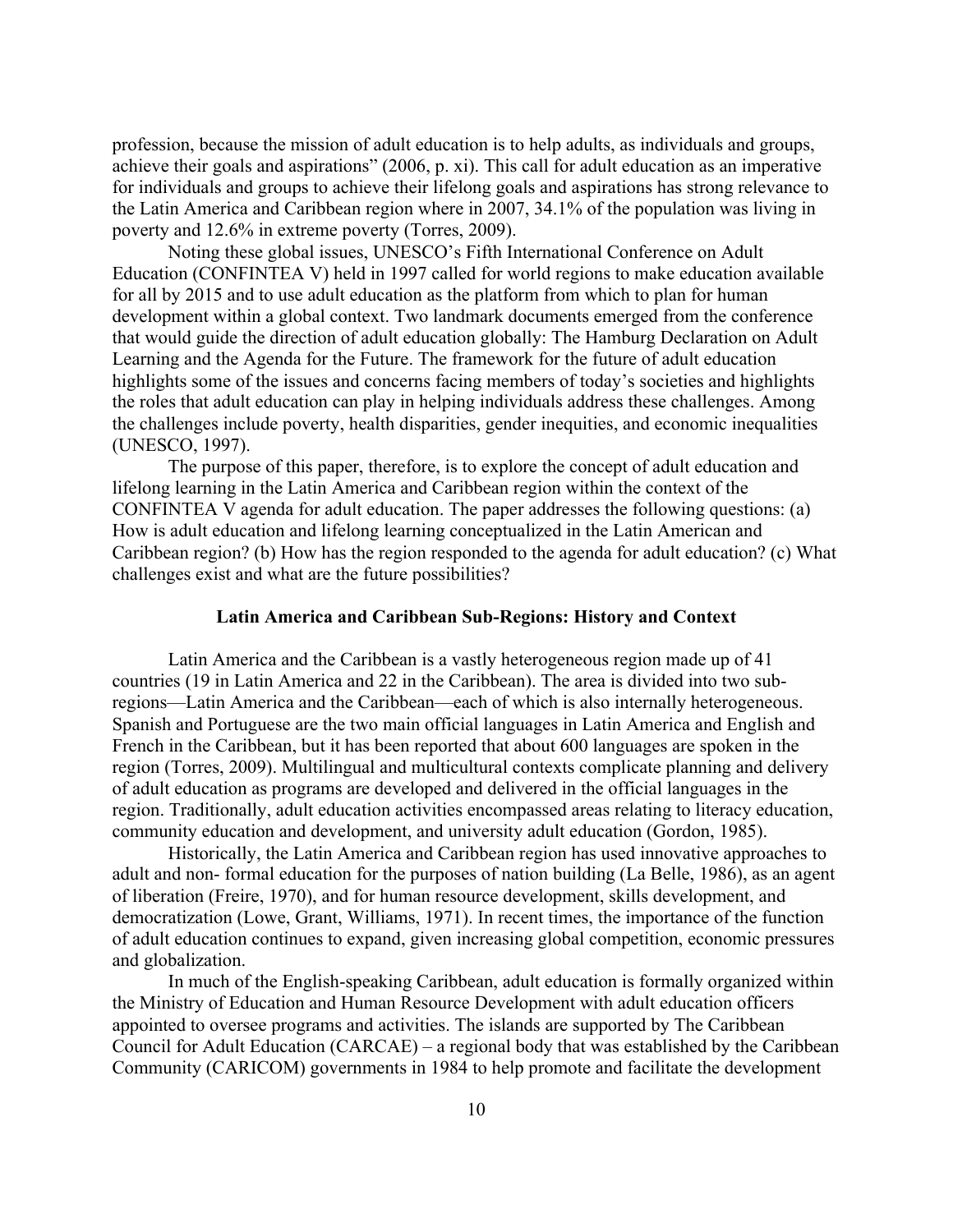profession, because the mission of adult education is to help adults, as individuals and groups, achieve their goals and aspirations" (2006, p. xi). This call for adult education as an imperative for individuals and groups to achieve their lifelong goals and aspirations has strong relevance to the Latin America and Caribbean region where in 2007, 34.1% of the population was living in poverty and 12.6% in extreme poverty (Torres, 2009).

Noting these global issues, UNESCO's Fifth International Conference on Adult Education (CONFINTEA V) held in 1997 called for world regions to make education available for all by 2015 and to use adult education as the platform from which to plan for human development within a global context. Two landmark documents emerged from the conference that would guide the direction of adult education globally: The Hamburg Declaration on Adult Learning and the Agenda for the Future. The framework for the future of adult education highlights some of the issues and concerns facing members of today's societies and highlights the roles that adult education can play in helping individuals address these challenges. Among the challenges include poverty, health disparities, gender inequities, and economic inequalities (UNESCO, 1997).

The purpose of this paper, therefore, is to explore the concept of adult education and lifelong learning in the Latin America and Caribbean region within the context of the CONFINTEA V agenda for adult education. The paper addresses the following questions: (a) How is adult education and lifelong learning conceptualized in the Latin American and Caribbean region? (b) How has the region responded to the agenda for adult education? (c) What challenges exist and what are the future possibilities?

## Latin America and Caribbean Sub-Regions: History and Context

Latin America and the Caribbean is a vastly heterogeneous region made up of 41 countries (19 in Latin America and 22 in the Caribbean). The area is divided into two sub-regions—Latin America and the Caribbean—each of which is also internally heterogeneous. Spanish and Portuguese are the two main official languages in Latin America and English and French in the Caribbean, but it has been reported that about 600 languages are spoken in the region (Torres, 2009). Multilingual and multicultural contexts complicate planning and delivery of adult education as programs are developed and delivered in the official languages in the region. Traditionally, adult education activities encompassed areas relating to literacy education, community education and development, and university adult education (Gordon, 1985).

Historically, the Latin America and Caribbean region has used innovative approaches to adult and non- formal education for the purposes of nation building (La Belle, 1986), as an agent of liberation (Freire, 1970), and for human resource development, skills development, and democratization (Lowe, Grant, Williams, 1971). In recent times, the importance of the function of adult education continues to expand, given increasing global competition, economic pressures and globalization.

In much of the English-speaking Caribbean, adult education is formally organized within the Ministry of Education and Human Resource Development with adult education officers appointed to oversee programs and activities. The islands are supported by The Caribbean Council for Adult Education (CARCAE) – a regional body that was established by the Caribbean Community (CARICOM) governments in 1984 to help promote and facilitate the development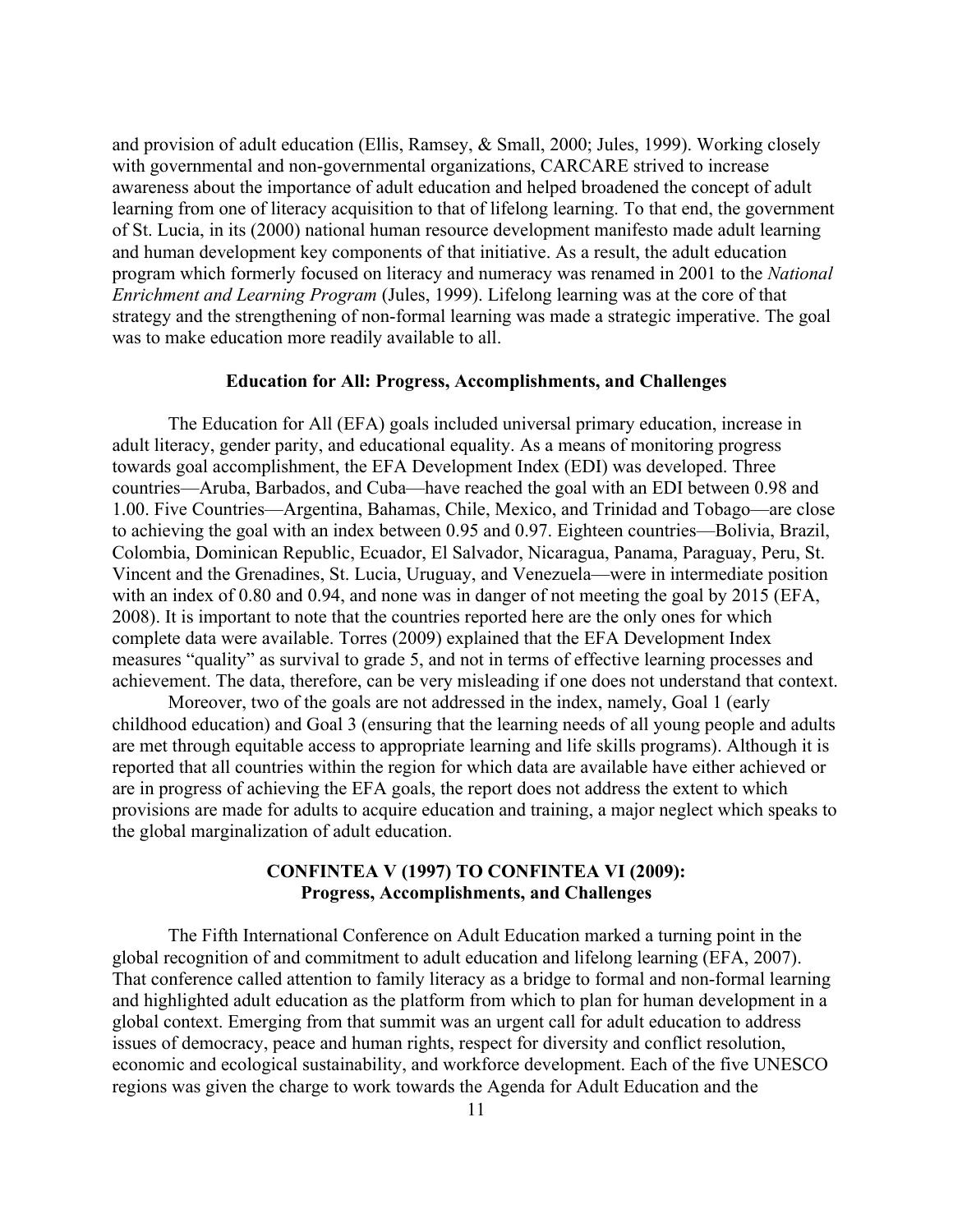and provision of adult education (Ellis, Ramsey, & Small, 2000; Jules, 1999). Working closely with governmental and non-governmental organizations, CARCARE strived to increase awareness about the importance of adult education and helped broadened the concept of adult learning from one of literacy acquisition to that of lifelong learning. To that end, the government of St. Lucia, in its (2000) national human resource development manifesto made adult learning and human development key components of that initiative. As a result, the adult education program which formerly focused on literacy and numeracy was renamed in 2001 to the *National Enrichment and Learning Program* (Jules, 1999). Lifelong learning was at the core of that strategy and the strengthening of non-formal learning was made a strategic imperative. The goal was to make education more readily available to all.

## Education for All: Progress, Accomplishments, and Challenges

The Education for All (EFA) goals included universal primary education, increase in adult literacy, gender parity, and educational equality. As a means of monitoring progress towards goal accomplishment, the EFA Development Index (EDI) was developed. Three countries—Aruba, Barbados, and Cuba—have reached the goal with an EDI between 0.98 and 1.00. Five Countries—Argentina, Bahamas, Chile, Mexico, and Trinidad and Tobago—are close to achieving the goal with an index between 0.95 and 0.97. Eighteen countries—Bolivia, Brazil, Colombia, Dominican Republic, Ecuador, El Salvador, Nicaragua, Panama, Paraguay, Peru, St. Vincent and the Grenadines, St. Lucia, Uruguay, and Venezuela—were in intermediate position with an index of 0.80 and 0.94, and none was in danger of not meeting the goal by 2015 (EFA, 2008). It is important to note that the countries reported here are the only ones for which complete data were available. Torres (2009) explained that the EFA Development Index measures "quality" as survival to grade 5, and not in terms of effective learning processes and achievement. The data, therefore, can be very misleading if one does not understand that context.

Moreover, two of the goals are not addressed in the index, namely, Goal 1 (early childhood education) and Goal 3 (ensuring that the learning needs of all young people and adults are met through equitable access to appropriate learning and life skills programs). Although it is reported that all countries within the region for which data are available have either achieved or are in progress of achieving the EFA goals, the report does not address the extent to which provisions are made for adults to acquire education and training, a major neglect which speaks to the global marginalization of adult education.

## CONFINTEA V (1997) TO CONFINTEA VI (2009): Progress, Accomplishments, and Challenges

The Fifth International Conference on Adult Education marked a turning point in the global recognition of and commitment to adult education and lifelong learning (EFA, 2007). That conference called attention to family literacy as a bridge to formal and non-formal learning and highlighted adult education as the platform from which to plan for human development in a global context. Emerging from that summit was an urgent call for adult education to address issues of democracy, peace and human rights, respect for diversity and conflict resolution, economic and ecological sustainability, and workforce development. Each of the five UNESCO regions was given the charge to work towards the Agenda for Adult Education and the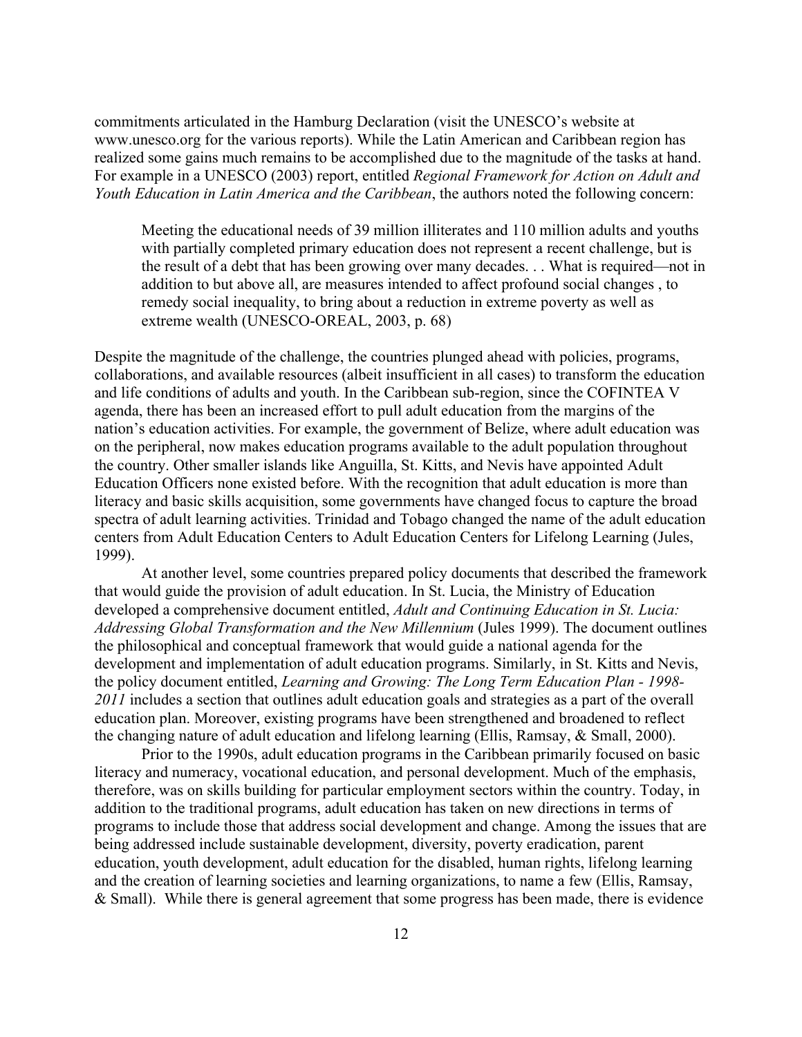commitments articulated in the Hamburg Declaration (visit the UNESCO's website at www.unesco.org for the various reports). While the Latin American and Caribbean region has realized some gains much remains to be accomplished due to the magnitude of the tasks at hand. For example in a UNESCO (2003) report, entitled *Regional Framework for Action on Adult and Youth Education in Latin America and the Caribbean*, the authors noted the following concern:

> Meeting the educational needs of 39 million illiterates and 110 million adults and youths with partially completed primary education does not represent a recent challenge, but is the result of a debt that has been growing over many decades. . . What is required—not in addition to but above all, are measures intended to affect profound social changes , to remedy social inequality, to bring about a reduction in extreme poverty as well as extreme wealth (UNESCO-OREAL, 2003, p. 68)

Despite the magnitude of the challenge, the countries plunged ahead with policies, programs, collaborations, and available resources (albeit insufficient in all cases) to transform the education and life conditions of adults and youth. In the Caribbean sub-region, since the COFINTEA V agenda, there has been an increased effort to pull adult education from the margins of the nation's education activities. For example, the government of Belize, where adult education was on the peripheral, now makes education programs available to the adult population throughout the country. Other smaller islands like Anguilla, St. Kitts, and Nevis have appointed Adult Education Officers none existed before. With the recognition that adult education is more than literacy and basic skills acquisition, some governments have changed focus to capture the broad spectra of adult learning activities. Trinidad and Tobago changed the name of the adult education centers from Adult Education Centers to Adult Education Centers for Lifelong Learning (Jules, 1999).

At another level, some countries prepared policy documents that described the framework that would guide the provision of adult education. In St. Lucia, the Ministry of Education developed a comprehensive document entitled, *Adult and Continuing Education in St. Lucia: Addressing Global Transformation and the New Millennium* (Jules 1999). The document outlines the philosophical and conceptual framework that would guide a national agenda for the development and implementation of adult education programs. Similarly, in St. Kitts and Nevis, the policy document entitled, *Learning and Growing: The Long Term Education Plan - 1998-2011* includes a section that outlines adult education goals and strategies as a part of the overall education plan. Moreover, existing programs have been strengthened and broadened to reflect the changing nature of adult education and lifelong learning (Ellis, Ramsay, & Small, 2000).

Prior to the 1990s, adult education programs in the Caribbean primarily focused on basic literacy and numeracy, vocational education, and personal development. Much of the emphasis, therefore, was on skills building for particular employment sectors within the country. Today, in addition to the traditional programs, adult education has taken on new directions in terms of programs to include those that address social development and change. Among the issues that are being addressed include sustainable development, diversity, poverty eradication, parent education, youth development, adult education for the disabled, human rights, lifelong learning and the creation of learning societies and learning organizations, to name a few (Ellis, Ramsay, & Small). While there is general agreement that some progress has been made, there is evidence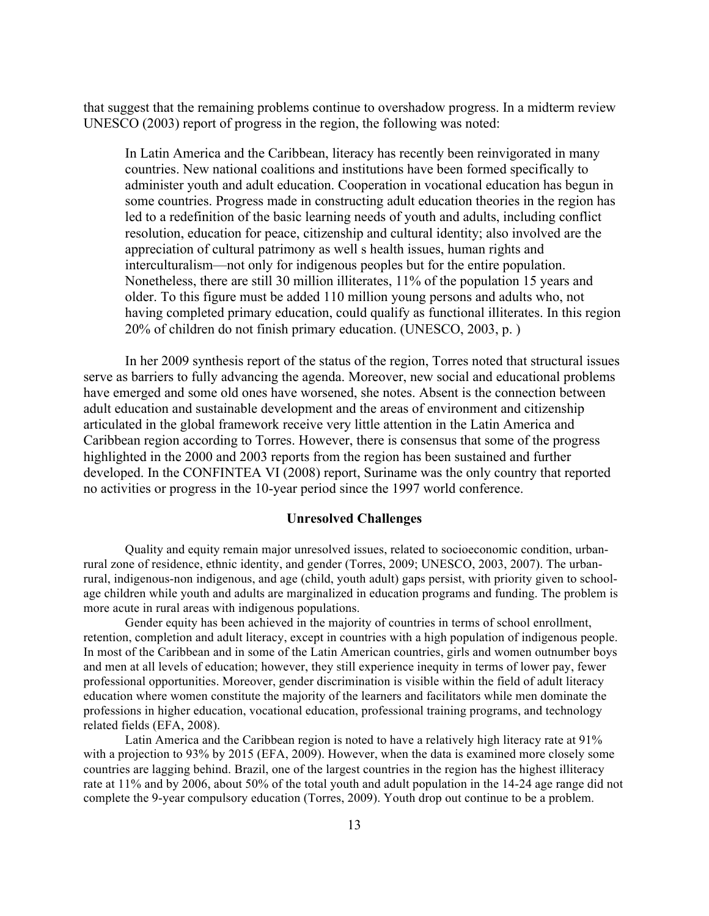that suggest that the remaining problems continue to overshadow progress. In a midterm review UNESCO (2003) report of progress in the region, the following was noted:

> In Latin America and the Caribbean, literacy has recently been reinvigorated in many countries. New national coalitions and institutions have been formed specifically to administer youth and adult education. Cooperation in vocational education has begun in some countries. Progress made in constructing adult education theories in the region has led to a redefinition of the basic learning needs of youth and adults, including conflict resolution, education for peace, citizenship and cultural identity; also involved are the appreciation of cultural patrimony as well s health issues, human rights and interculturalism—not only for indigenous peoples but for the entire population. Nonetheless, there are still 30 million illiterates, 11% of the population 15 years and older. To this figure must be added 110 million young persons and adults who, not having completed primary education, could qualify as functional illiterates. In this region 20% of children do not finish primary education. (UNESCO, 2003, p. )

In her 2009 synthesis report of the status of the region, Torres noted that structural issues serve as barriers to fully advancing the agenda. Moreover, new social and educational problems have emerged and some old ones have worsened, she notes. Absent is the connection between adult education and sustainable development and the areas of environment and citizenship articulated in the global framework receive very little attention in the Latin America and Caribbean region according to Torres. However, there is consensus that some of the progress highlighted in the 2000 and 2003 reports from the region has been sustained and further developed. In the CONFINTEA VI (2008) report, Suriname was the only country that reported no activities or progress in the 10-year period since the 1997 world conference.

## Unresolved Challenges

Quality and equity remain major unresolved issues, related to socioeconomic condition, urban-rural zone of residence, ethnic identity, and gender (Torres, 2009; UNESCO, 2003, 2007). The urban-rural, indigenous-non indigenous, and age (child, youth adult) gaps persist, with priority given to school-age children while youth and adults are marginalized in education programs and funding. The problem is more acute in rural areas with indigenous populations.

Gender equity has been achieved in the majority of countries in terms of school enrollment, retention, completion and adult literacy, except in countries with a high population of indigenous people. In most of the Caribbean and in some of the Latin American countries, girls and women outnumber boys and men at all levels of education; however, they still experience inequity in terms of lower pay, fewer professional opportunities. Moreover, gender discrimination is visible within the field of adult literacy education where women constitute the majority of the learners and facilitators while men dominate the professions in higher education, vocational education, professional training programs, and technology related fields (EFA, 2008).

Latin America and the Caribbean region is noted to have a relatively high literacy rate at 91% with a projection to 93% by 2015 (EFA, 2009). However, when the data is examined more closely some countries are lagging behind. Brazil, one of the largest countries in the region has the highest illiteracy rate at 11% and by 2006, about 50% of the total youth and adult population in the 14-24 age range did not complete the 9-year compulsory education (Torres, 2009). Youth drop out continue to be a problem.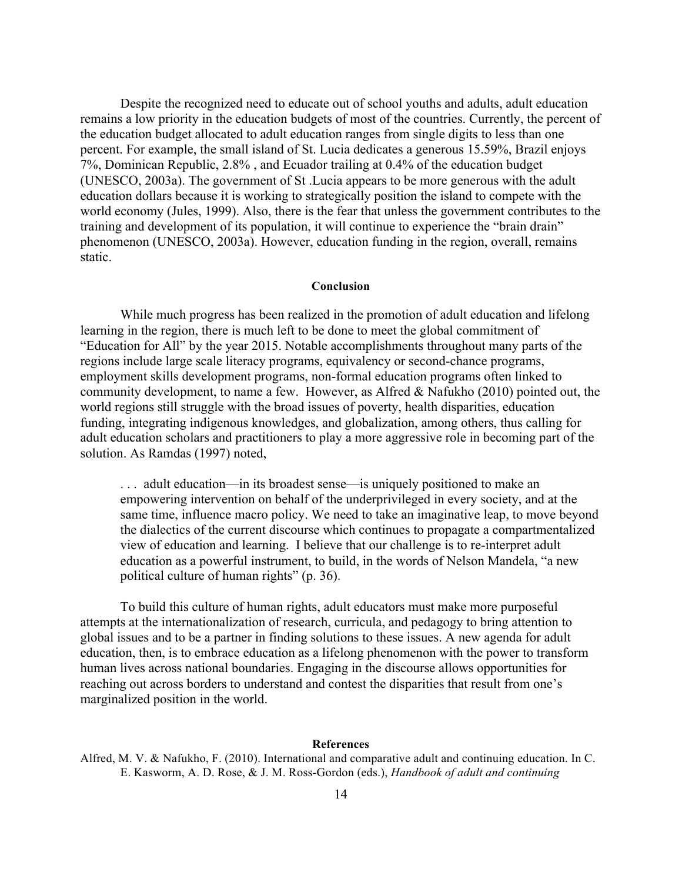Despite the recognized need to educate out of school youths and adults, adult education remains a low priority in the education budgets of most of the countries. Currently, the percent of the education budget allocated to adult education ranges from single digits to less than one percent. For example, the small island of St. Lucia dedicates a generous 15.59%, Brazil enjoys 7%, Dominican Republic, 2.8% , and Ecuador trailing at 0.4% of the education budget (UNESCO, 2003a). The government of St .Lucia appears to be more generous with the adult education dollars because it is working to strategically position the island to compete with the world economy (Jules, 1999). Also, there is the fear that unless the government contributes to the training and development of its population, it will continue to experience the "brain drain" phenomenon (UNESCO, 2003a). However, education funding in the region, overall, remains static.

## Conclusion

While much progress has been realized in the promotion of adult education and lifelong learning in the region, there is much left to be done to meet the global commitment of "Education for All" by the year 2015. Notable accomplishments throughout many parts of the regions include large scale literacy programs, equivalency or second-chance programs, employment skills development programs, non-formal education programs often linked to community development, to name a few. However, as Alfred & Nafukho (2010) pointed out, the world regions still struggle with the broad issues of poverty, health disparities, education funding, integrating indigenous knowledges, and globalization, among others, thus calling for adult education scholars and practitioners to play a more aggressive role in becoming part of the solution. As Ramdas (1997) noted,

> . . . adult education—in its broadest sense—is uniquely positioned to make an empowering intervention on behalf of the underprivileged in every society, and at the same time, influence macro policy. We need to take an imaginative leap, to move beyond the dialectics of the current discourse which continues to propagate a compartmentalized view of education and learning. I believe that our challenge is to re-interpret adult education as a powerful instrument, to build, in the words of Nelson Mandela, "a new political culture of human rights" (p. 36).

To build this culture of human rights, adult educators must make more purposeful attempts at the internationalization of research, curricula, and pedagogy to bring attention to global issues and to be a partner in finding solutions to these issues. A new agenda for adult education, then, is to embrace education as a lifelong phenomenon with the power to transform human lives across national boundaries. Engaging in the discourse allows opportunities for reaching out across borders to understand and contest the disparities that result from one's marginalized position in the world.

## References

Alfred, M. V. & Nafukho, F. (2010). International and comparative adult and continuing education. In C. E. Kasworm, A. D. Rose, & J. M. Ross-Gordon (eds.), *Handbook of adult and continuing*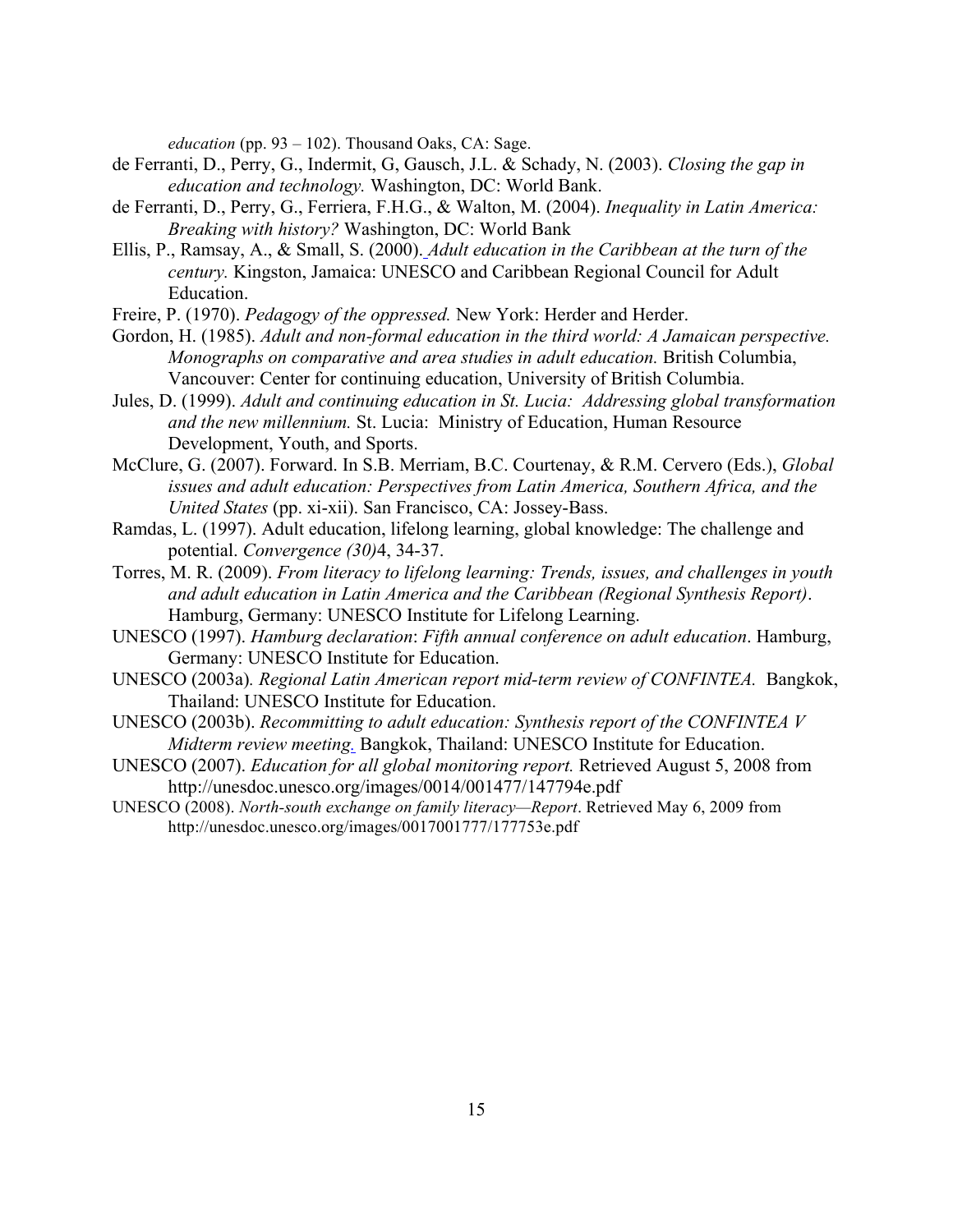*education* (pp. 93 – 102). Thousand Oaks, CA: Sage.

de Ferranti, D., Perry, G., Indermit, G, Gausch, J.L. & Schady, N. (2003). *Closing the gap in education and technology.* Washington, DC: World Bank.

de Ferranti, D., Perry, G., Ferriera, F.H.G., & Walton, M. (2004). *Inequality in Latin America: Breaking with history?* Washington, DC: World Bank

Ellis, P., Ramsay, A., & Small, S. (2000). *Adult education in the Caribbean at the turn of the century.* Kingston, Jamaica: UNESCO and Caribbean Regional Council for Adult Education.

Freire, P. (1970). *Pedagogy of the oppressed.* New York: Herder and Herder.

Gordon, H. (1985). *Adult and non-formal education in the third world: A Jamaican perspective. Monographs on comparative and area studies in adult education.* British Columbia, Vancouver: Center for continuing education, University of British Columbia.

Jules, D. (1999). *Adult and continuing education in St. Lucia: Addressing global transformation and the new millennium.* St. Lucia: Ministry of Education, Human Resource Development, Youth, and Sports.

McClure, G. (2007). Forward. In S.B. Merriam, B.C. Courtenay, & R.M. Cervero (Eds.), *Global issues and adult education: Perspectives from Latin America, Southern Africa, and the United States* (pp. xi-xii). San Francisco, CA: Jossey-Bass.

Ramdas, L. (1997). Adult education, lifelong learning, global knowledge: The challenge and potential. *Convergence (30)*4, 34-37.

Torres, M. R. (2009). *From literacy to lifelong learning: Trends, issues, and challenges in youth and adult education in Latin America and the Caribbean (Regional Synthesis Report)*. Hamburg, Germany: UNESCO Institute for Lifelong Learning.

UNESCO (1997). *Hamburg declaration*: *Fifth annual conference on adult education*. Hamburg, Germany: UNESCO Institute for Education.

UNESCO (2003a). *Regional Latin American report mid-term review of CONFINTEA.* Bangkok, Thailand: UNESCO Institute for Education.

UNESCO (2003b). *Recommitting to adult education: Synthesis report of the CONFINTEA V Midterm review meeting.* Bangkok, Thailand: UNESCO Institute for Education.

UNESCO (2007). *Education for all global monitoring report.* Retrieved August 5, 2008 from http://unesdoc.unesco.org/images/0014/001477/147794e.pdf

UNESCO (2008). *North-south exchange on family literacy—Report*. Retrieved May 6, 2009 from http://unesdoc.unesco.org/images/0017001777/177753e.pdf